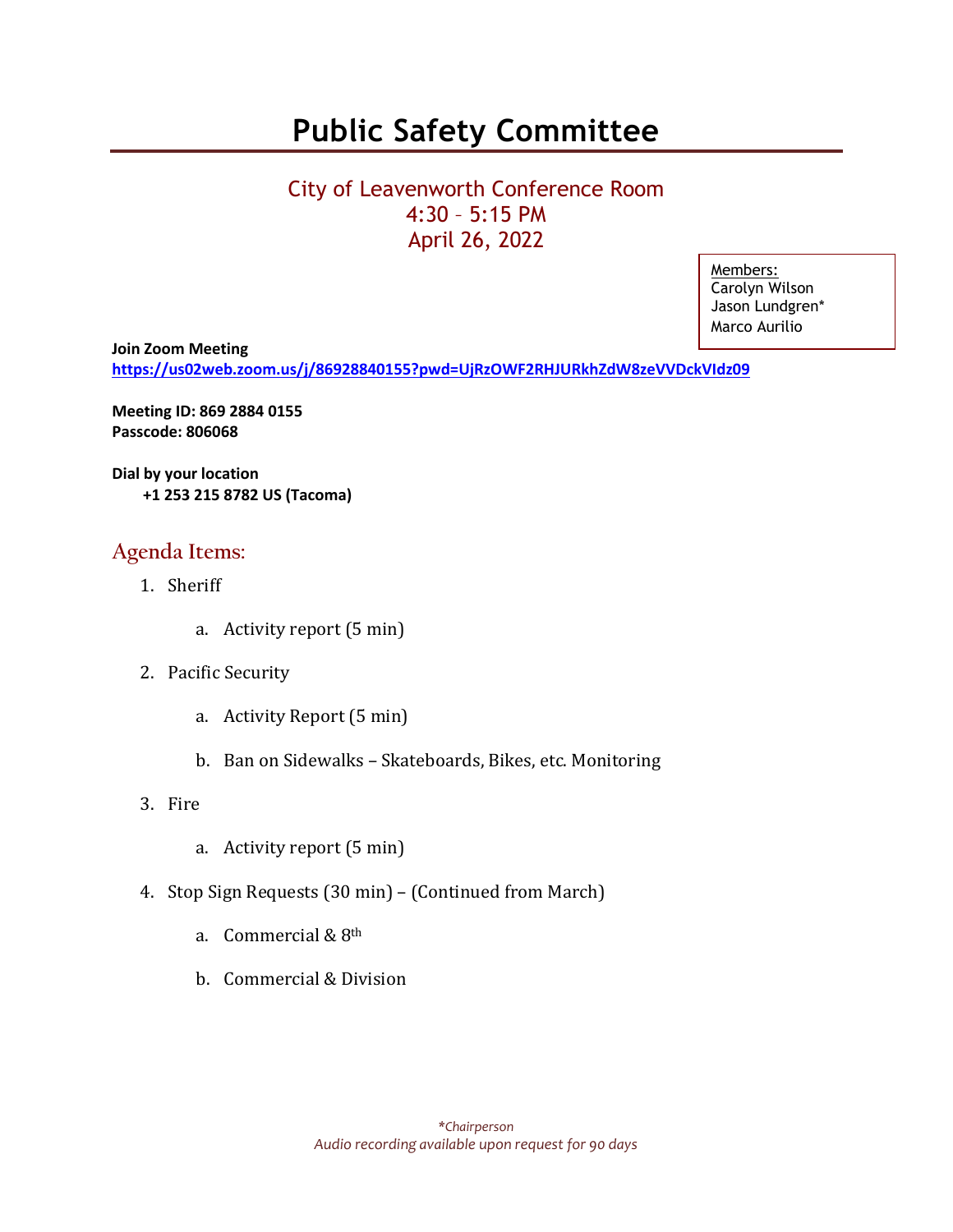# Public Safety Committee

City of Leavenworth Conference Room
4:30 – 5:15 PM
April 26, 2022

Members:
Carolyn Wilson
Jason Lundgren*
Marco Aurilio

**Join Zoom Meeting**
**https://us02web.zoom.us/j/86928840155?pwd=UjRzOWF2RHJURkhZdW8zeVVDckVIdz09**

**Meeting ID: 869 2884 0155**
**Passcode: 806068**

**Dial by your location**
**+1 253 215 8782 US (Tacoma)**

## Agenda Items:

1. Sheriff
   a. Activity report (5 min)
2. Pacific Security
   a. Activity Report (5 min)
   b. Ban on Sidewalks – Skateboards, Bikes, etc. Monitoring
3. Fire
   a. Activity report (5 min)
4. Stop Sign Requests (30 min) – (Continued from March)
   a. Commercial & 8th
   b. Commercial & Division

*\*Chairperson*
*Audio recording available upon request for 90 days*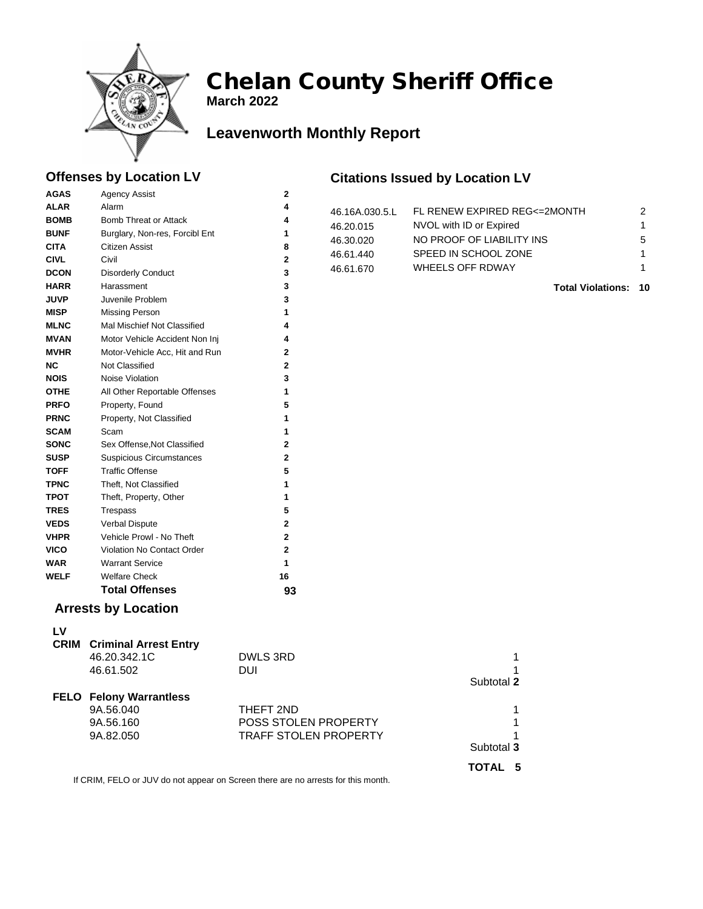# Chelan County Sheriff Office

**March 2022**

## Leavenworth Monthly Report

### Offenses by Location LV

| Code | Description | Count |
|---|---|---|
| **AGAS** | Agency Assist | 2 |
| **ALAR** | Alarm | 4 |
| **BOMB** | Bomb Threat or Attack | 4 |
| **BUNF** | Burglary, Non-res, Forcibl Ent | 1 |
| **CITA** | Citizen Assist | 8 |
| **CIVL** | Civil | 2 |
| **DCON** | Disorderly Conduct | 3 |
| **HARR** | Harassment | 3 |
| **JUVP** | Juvenile Problem | 3 |
| **MISP** | Missing Person | 1 |
| **MLNC** | Mal Mischief Not Classified | 4 |
| **MVAN** | Motor Vehicle Accident Non Inj | 4 |
| **MVHR** | Motor-Vehicle Acc, Hit and Run | 2 |
| **NC** | Not Classified | 2 |
| **NOIS** | Noise Violation | 3 |
| **OTHE** | All Other Reportable Offenses | 1 |
| **PRFO** | Property, Found | 5 |
| **PRNC** | Property, Not Classified | 1 |
| **SCAM** | Scam | 1 |
| **SONC** | Sex Offense,Not Classified | 2 |
| **SUSP** | Suspicious Circumstances | 2 |
| **TOFF** | Traffic Offense | 5 |
| **TPNC** | Theft, Not Classified | 1 |
| **TPOT** | Theft, Property, Other | 1 |
| **TRES** | Trespass | 5 |
| **VEDS** | Verbal Dispute | 2 |
| **VHPR** | Vehicle Prowl - No Theft | 2 |
| **VICO** | Violation No Contact Order | 2 |
| **WAR** | Warrant Service | 1 |
| **WELF** | Welfare Check | 16 |
| | **Total Offenses** | **93** |

### Citations Issued by Location LV

| Statute | Description | Count |
|---|---|---|
| 46.16A.030.5.L | FL RENEW EXPIRED REG<=2MONTH | 2 |
| 46.20.015 | NVOL with ID or Expired | 1 |
| 46.30.020 | NO PROOF OF LIABILITY INS | 5 |
| 46.61.440 | SPEED IN SCHOOL ZONE | 1 |
| 46.61.670 | WHEELS OFF RDWAY | 1 |
| | **Total Violations:** | **10** |

### Arrests by Location

**LV**

**CRIM Criminal Arrest Entry**

| Statute | Description | Count |
|---|---|---|
| 46.20.342.1C | DWLS 3RD | 1 |
| 46.61.502 | DUI | 1 |
| | Subtotal | **2** |

**FELO Felony Warrantless**

| Statute | Description | Count |
|---|---|---|
| 9A.56.040 | THEFT 2ND | 1 |
| 9A.56.160 | POSS STOLEN PROPERTY | 1 |
| 9A.82.050 | TRAFF STOLEN PROPERTY | 1 |
| | Subtotal | **3** |

**TOTAL 5**

If CRIM, FELO or JUV do not appear on Screen there are no arrests for this month.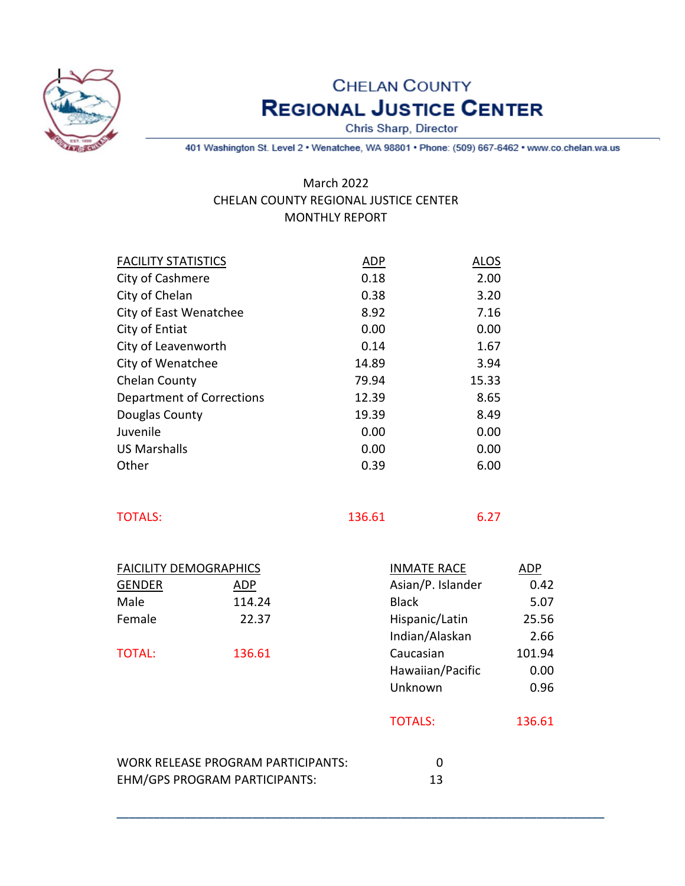# CHELAN COUNTY REGIONAL JUSTICE CENTER

Chris Sharp, Director

401 Washington St. Level 2 • Wenatchee, WA 98801 • Phone: (509) 667-6462 • www.co.chelan.wa.us

March 2022
CHELAN COUNTY REGIONAL JUSTICE CENTER
MONTHLY REPORT

| FACILITY STATISTICS | ADP | ALOS |
|---|---|---|
| City of Cashmere | 0.18 | 2.00 |
| City of Chelan | 0.38 | 3.20 |
| City of East Wenatchee | 8.92 | 7.16 |
| City of Entiat | 0.00 | 0.00 |
| City of Leavenworth | 0.14 | 1.67 |
| City of Wenatchee | 14.89 | 3.94 |
| Chelan County | 79.94 | 15.33 |
| Department of Corrections | 12.39 | 8.65 |
| Douglas County | 19.39 | 8.49 |
| Juvenile | 0.00 | 0.00 |
| US Marshalls | 0.00 | 0.00 |
| Other | 0.39 | 6.00 |
| TOTALS: | 136.61 | 6.27 |

FAICILITY DEMOGRAPHICS

| GENDER | ADP |
|---|---|
| Male | 114.24 |
| Female | 22.37 |
| TOTAL: | 136.61 |

| INMATE RACE | ADP |
|---|---|
| Asian/P. Islander | 0.42 |
| Black | 5.07 |
| Hispanic/Latin | 25.56 |
| Indian/Alaskan | 2.66 |
| Caucasian | 101.94 |
| Hawaiian/Pacific | 0.00 |
| Unknown | 0.96 |
| TOTALS: | 136.61 |

WORK RELEASE PROGRAM PARTICIPANTS: 0

EHM/GPS PROGRAM PARTICIPANTS: 13